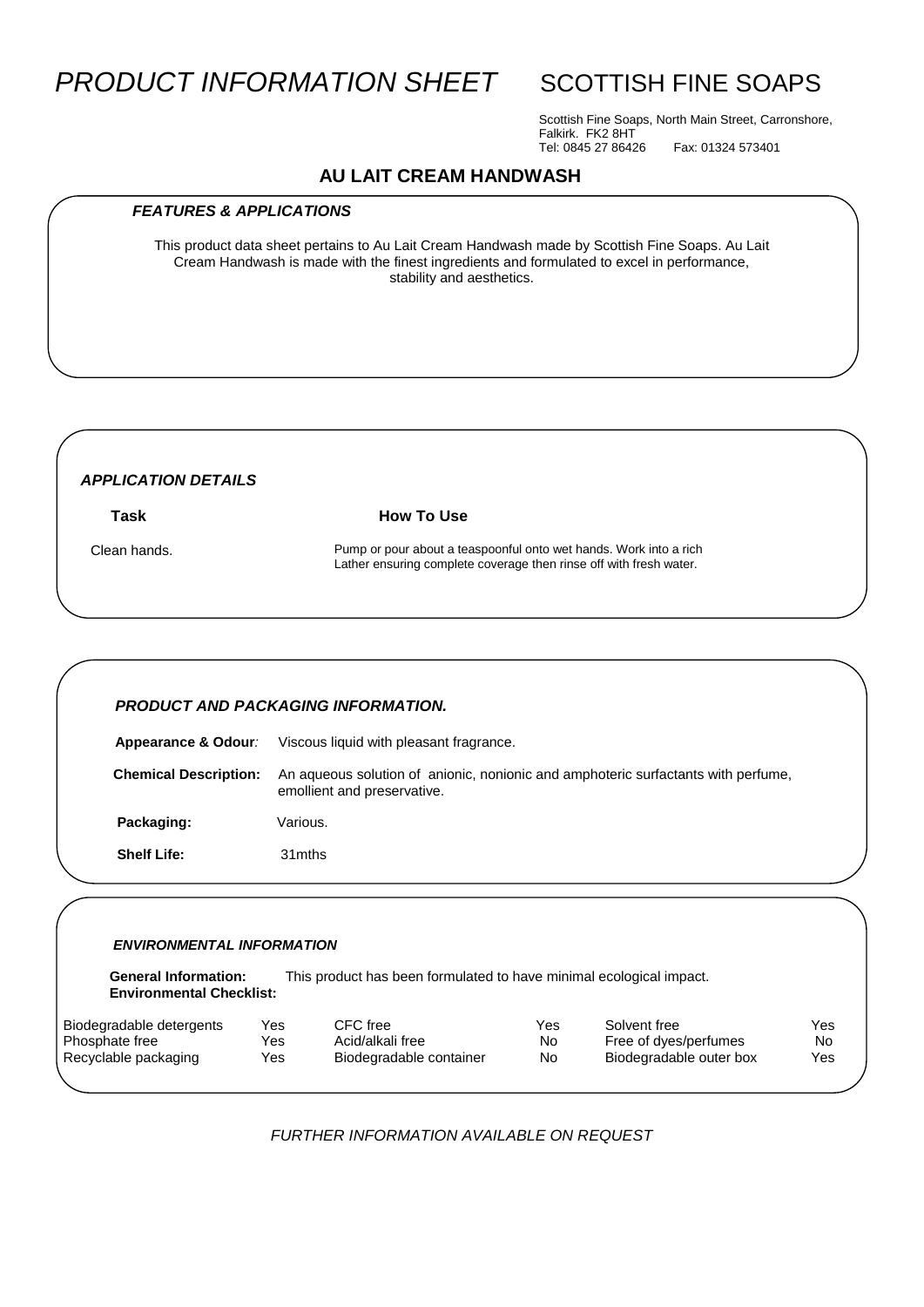# *PRODUCT INFORMATION SHEET* SCOTTISH FINE SOAPS

Scottish Fine Soaps, North Main Street, Carronshore,
Falkirk. FK2 8HT
Tel: 0845 27 86426 Fax: 01324 573401

## AU LAIT CREAM HANDWASH

### *FEATURES & APPLICATIONS*

This product data sheet pertains to Au Lait Cream Handwash made by Scottish Fine Soaps. Au Lait Cream Handwash is made with the finest ingredients and formulated to excel in performance, stability and aesthetics.

### *APPLICATION DETAILS*

| Task | How To Use |
| --- | --- |
| Clean hands. | Pump or pour about a teaspoonful onto wet hands. Work into a rich Lather ensuring complete coverage then rinse off with fresh water. |

### *PRODUCT AND PACKAGING INFORMATION.*

**Appearance & Odour***:* Viscous liquid with pleasant fragrance.

**Chemical Description:** An aqueous solution of anionic, nonionic and amphoteric surfactants with perfume, emollient and preservative.

**Packaging:** Various.

**Shelf Life:** 31mths

### *ENVIRONMENTAL INFORMATION*

**General Information:** This product has been formulated to have minimal ecological impact.

**Environmental Checklist:**

| | | | | | |
| --- | --- | --- | --- | --- | --- |
| Biodegradable detergents | Yes | CFC free | Yes | Solvent free | Yes |
| Phosphate free | Yes | Acid/alkali free | No | Free of dyes/perfumes | No |
| Recyclable packaging | Yes | Biodegradable container | No | Biodegradable outer box | Yes |

*FURTHER INFORMATION AVAILABLE ON REQUEST*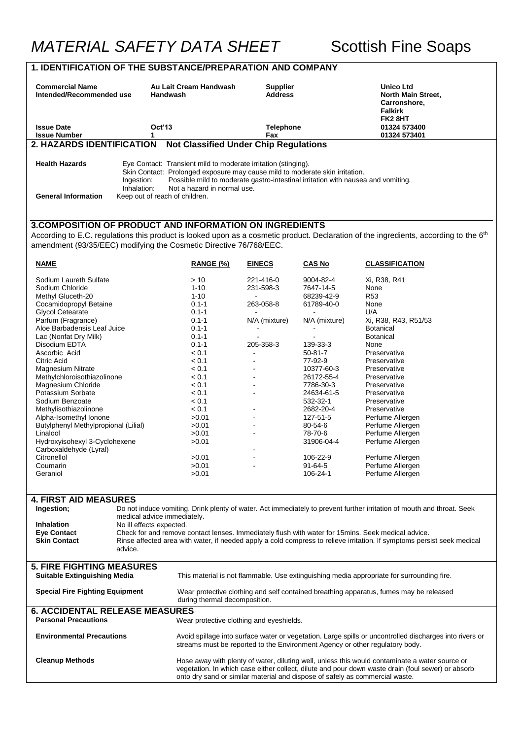# *MATERIAL SAFETY DATA SHEET* Scottish Fine Soaps

## 1. IDENTIFICATION OF THE SUBSTANCE/PREPARATION AND COMPANY

| | | | |
|---|---|---|---|
| **Commercial Name** | **Au Lait Cream Handwash** | **Supplier** | **Unico Ltd** |
| **Intended/Recommended use** | **Handwash** | **Address** | **North Main Street, Carronshore, Falkirk FK2 8HT** |
| **Issue Date** | **Oct'13** | **Telephone** | **01324 573400** |
| **Issue Number** | **1** | **Fax** | **01324 573401** |

## 2. HAZARDS IDENTIFICATION Not Classified Under Chip Regulations

**Health Hazards**
- Eye Contact: Transient mild to moderate irritation (stinging).
- Skin Contact: Prolonged exposure may cause mild to moderate skin irritation.
- Ingestion: Possible mild to moderate gastro-intestinal irritation with nausea and vomiting.
- Inhalation: Not a hazard in normal use.

**General Information** Keep out of reach of children.

## 3.COMPOSITION OF PRODUCT AND INFORMATION ON INGREDIENTS

According to E.C. regulations this product is looked upon as a cosmetic product. Declaration of the ingredients, according to the 6th amendment (93/35/EEC) modifying the Cosmetic Directive 76/768/EEC.

| NAME | RANGE (%) | EINECS | CAS No | CLASSIFICATION |
|---|---|---|---|---|
| Sodium Laureth Sulfate | > 10 | 221-416-0 | 9004-82-4 | Xi, R38, R41 |
| Sodium Chloride | 1-10 | 231-598-3 | 7647-14-5 | None |
| Methyl Gluceth-20 | 1-10 | - | 68239-42-9 | R53 |
| Cocamidopropyl Betaine | 0.1-1 | 263-058-8 | 61789-40-0 | None |
| Glycol Cetearate | 0.1-1 | - | - | U/A |
| Parfum (Fragrance) | 0.1-1 | N/A (mixture) | N/A (mixture) | Xi, R38, R43, R51/53 |
| Aloe Barbadensis Leaf Juice | 0.1-1 | - | - | Botanical |
| Lac (Nonfat Dry Milk) | 0.1-1 | - | - | Botanical |
| Disodium EDTA | 0.1-1 | 205-358-3 | 139-33-3 | None |
| Ascorbic Acid | < 0.1 | - | 50-81-7 | Preservative |
| Citric Acid | < 0.1 | - | 77-92-9 | Preservative |
| Magnesium Nitrate | < 0.1 | - | 10377-60-3 | Preservative |
| Methylchloroisothiazolinone | < 0.1 | - | 26172-55-4 | Preservative |
| Magnesium Chloride | < 0.1 | - | 7786-30-3 | Preservative |
| Potassium Sorbate | < 0.1 | - | 24634-61-5 | Preservative |
| Sodium Benzoate | < 0.1 | | 532-32-1 | Preservative |
| Methylisothiazolinone | < 0.1 | - | 2682-20-4 | Preservative |
| Alpha-Isomethyl Ionone | >0.01 | - | 127-51-5 | Perfume Allergen |
| Butylphenyl Methylpropional (Lilial) | >0.01 | - | 80-54-6 | Perfume Allergen |
| Linalool | >0.01 | - | 78-70-6 | Perfume Allergen |
| Hydroxyisohexyl 3-Cyclohexene Carboxaldehyde (Lyral) | >0.01 | - | 31906-04-4 | Perfume Allergen |
| Citronellol | >0.01 | - | 106-22-9 | Perfume Allergen |
| Coumarin | >0.01 | - | 91-64-5 | Perfume Allergen |
| Geraniol | >0.01 | | 106-24-1 | Perfume Allergen |

## 4. FIRST AID MEASURES

**Ingestion;** Do not induce vomiting. Drink plenty of water. Act immediately to prevent further irritation of mouth and throat. Seek medical advice immediately.

**Inhalation** No ill effects expected.

**Eye Contact** Check for and remove contact lenses. Immediately flush with water for 15mins. Seek medical advice.

**Skin Contact** Rinse affected area with water, if needed apply a cold compress to relieve irritation. If symptoms persist seek medical advice.

## 5. FIRE FIGHTING MEASURES

**Suitable Extinguishing Media** This material is not flammable. Use extinguishing media appropriate for surrounding fire.

**Special Fire Fighting Equipment** Wear protective clothing and self contained breathing apparatus, fumes may be released during thermal decomposition.

## 6. ACCIDENTAL RELEASE MEASURES

**Personal Precautions** Wear protective clothing and eyeshields.

**Environmental Precautions** Avoid spillage into surface water or vegetation. Large spills or uncontrolled discharges into rivers or streams must be reported to the Environment Agency or other regulatory body.

**Cleanup Methods** Hose away with plenty of water, diluting well, unless this would contaminate a water source or vegetation. In which case either collect, dilute and pour down waste drain (foul sewer) or absorb onto dry sand or similar material and dispose of safely as commercial waste.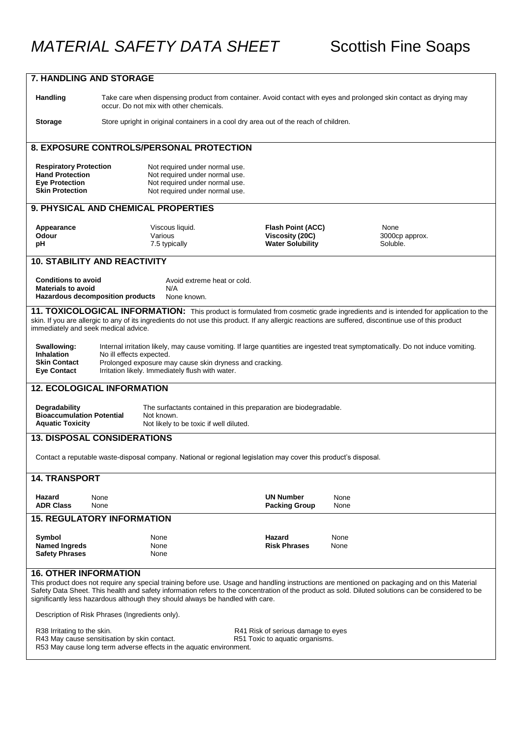# MATERIAL SAFETY DATA SHEET — Scottish Fine Soaps

## 7. HANDLING AND STORAGE

**Handling** — Take care when dispensing product from container. Avoid contact with eyes and prolonged skin contact as drying may occur. Do not mix with other chemicals.

**Storage** — Store upright in original containers in a cool dry area out of the reach of children.

## 8. EXPOSURE CONTROLS/PERSONAL PROTECTION

| | |
|---|---|
| **Respiratory Protection** | Not required under normal use. |
| **Hand Protection** | Not required under normal use. |
| **Eye Protection** | Not required under normal use. |
| **Skin Protection** | Not required under normal use. |

## 9. PHYSICAL AND CHEMICAL PROPERTIES

| | | | |
|---|---|---|---|
| **Appearance** | Viscous liquid. | **Flash Point (ACC)** | None |
| **Odour** | Various | **Viscosity (20C)** | 3000cp approx. |
| **pH** | 7.5 typically | **Water Solubility** | Soluble. |

## 10. STABILITY AND REACTIVITY

| | |
|---|---|
| **Conditions to avoid** | Avoid extreme heat or cold. |
| **Materials to avoid** | N/A |
| **Hazardous decomposition products** | None known. |

## 11. TOXICOLOGICAL INFORMATION:

This product is formulated from cosmetic grade ingredients and is intended for application to the skin. If you are allergic to any of its ingredients do not use this product. If any allergic reactions are suffered, discontinue use of this product immediately and seek medical advice.

| | |
|---|---|
| **Swallowing:** | Internal irritation likely, may cause vomiting. If large quantities are ingested treat symptomatically. Do not induce vomiting. |
| **Inhalation** | No ill effects expected. |
| **Skin Contact** | Prolonged exposure may cause skin dryness and cracking. |
| **Eye Contact** | Irritation likely. Immediately flush with water. |

## 12. ECOLOGICAL INFORMATION

| | |
|---|---|
| **Degradability** | The surfactants contained in this preparation are biodegradable. |
| **Bioaccumulation Potential** | Not known. |
| **Aquatic Toxicity** | Not likely to be toxic if well diluted. |

## 13. DISPOSAL CONSIDERATIONS

Contact a reputable waste-disposal company. National or regional legislation may cover this product's disposal.

## 14. TRANSPORT

| | | | |
|---|---|---|---|
| **Hazard** | None | **UN Number** | None |
| **ADR Class** | None | **Packing Group** | None |

## 15. REGULATORY INFORMATION

| | | | |
|---|---|---|---|
| **Symbol** | None | **Hazard** | None |
| **Named Ingreds** | None | **Risk Phrases** | None |
| **Safety Phrases** | None | | |

## 16. OTHER INFORMATION

This product does not require any special training before use. Usage and handling instructions are mentioned on packaging and on this Material Safety Data Sheet. This health and safety information refers to the concentration of the product as sold. Diluted solutions can be considered to be significantly less hazardous although they should always be handled with care.

Description of Risk Phrases (Ingredients only).

R38 Irritating to the skin.
R41 Risk of serious damage to eyes
R43 May cause sensitisation by skin contact.
R51 Toxic to aquatic organisms.
R53 May cause long term adverse effects in the aquatic environment.